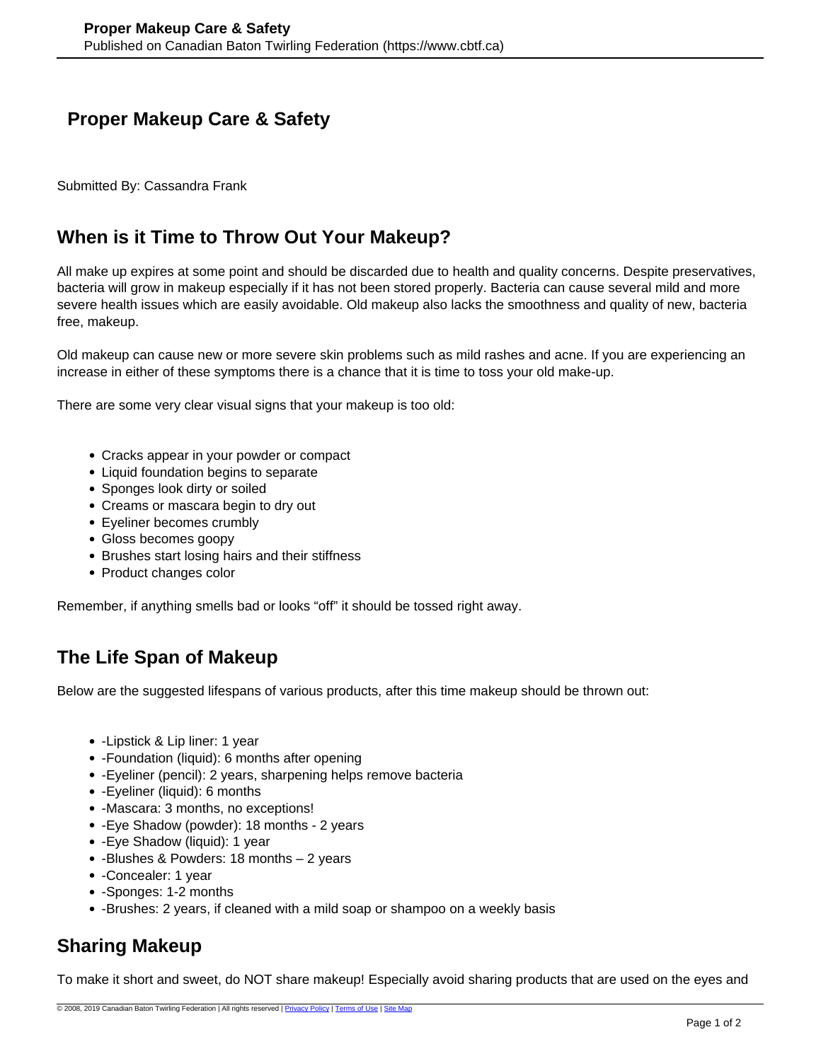# Proper Makeup Care & Safety

Submitted By: Cassandra Frank

## When is it Time to Throw Out Your Makeup?

All make up expires at some point and should be discarded due to health and quality concerns. Despite preservatives, bacteria will grow in makeup especially if it has not been stored properly. Bacteria can cause several mild and more severe health issues which are easily avoidable. Old makeup also lacks the smoothness and quality of new, bacteria free, makeup.

Old makeup can cause new or more severe skin problems such as mild rashes and acne. If you are experiencing an increase in either of these symptoms there is a chance that it is time to toss your old make-up.

There are some very clear visual signs that your makeup is too old:

- Cracks appear in your powder or compact
- Liquid foundation begins to separate
- Sponges look dirty or soiled
- Creams or mascara begin to dry out
- Eyeliner becomes crumbly
- Gloss becomes goopy
- Brushes start losing hairs and their stiffness
- Product changes color

Remember, if anything smells bad or looks “off” it should be tossed right away.

## The Life Span of Makeup

Below are the suggested lifespans of various products, after this time makeup should be thrown out:

- -Lipstick & Lip liner: 1 year
- -Foundation (liquid): 6 months after opening
- -Eyeliner (pencil): 2 years, sharpening helps remove bacteria
- -Eyeliner (liquid): 6 months
- -Mascara: 3 months, no exceptions!
- -Eye Shadow (powder): 18 months - 2 years
- -Eye Shadow (liquid): 1 year
- -Blushes & Powders: 18 months – 2 years
- -Concealer: 1 year
- -Sponges: 1-2 months
- -Brushes: 2 years, if cleaned with a mild soap or shampoo on a weekly basis

## Sharing Makeup

To make it short and sweet, do NOT share makeup! Especially avoid sharing products that are used on the eyes and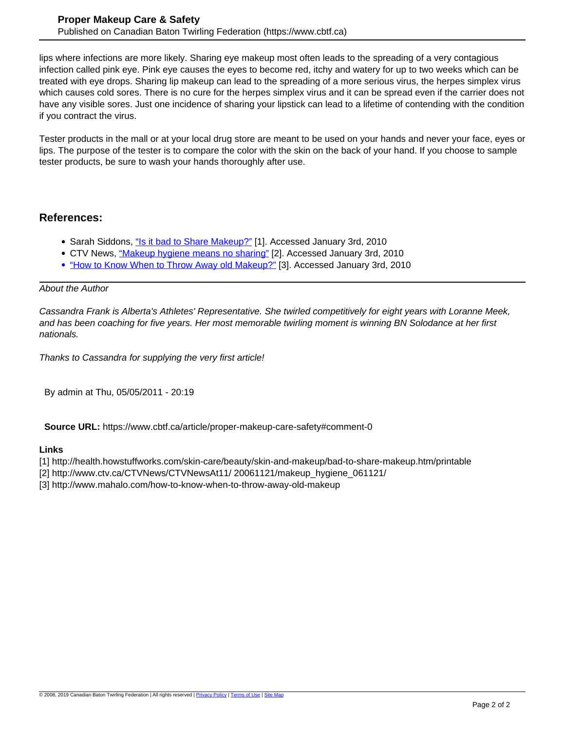lips where infections are more likely. Sharing eye makeup most often leads to the spreading of a very contagious infection called pink eye. Pink eye causes the eyes to become red, itchy and watery for up to two weeks which can be treated with eye drops. Sharing lip makeup can lead to the spreading of a more serious virus, the herpes simplex virus which causes cold sores. There is no cure for the herpes simplex virus and it can be spread even if the carrier does not have any visible sores. Just one incidence of sharing your lipstick can lead to a lifetime of contending with the condition if you contract the virus.

Tester products in the mall or at your local drug store are meant to be used on your hands and never your face, eyes or lips. The purpose of the tester is to compare the color with the skin on the back of your hand. If you choose to sample tester products, be sure to wash your hands thoroughly after use.

## References:

- Sarah Siddons, "Is it bad to Share Makeup?" [1]. Accessed January 3rd, 2010
- CTV News, "Makeup hygiene means no sharing" [2]. Accessed January 3rd, 2010
- "How to Know When to Throw Away old Makeup?" [3]. Accessed January 3rd, 2010

*About the Author*

*Cassandra Frank is Alberta's Athletes' Representative. She twirled competitively for eight years with Loranne Meek, and has been coaching for five years. Her most memorable twirling moment is winning BN Solodance at her first nationals.*

*Thanks to Cassandra for supplying the very first article!*

By admin at Thu, 05/05/2011 - 20:19

**Source URL:** https://www.cbtf.ca/article/proper-makeup-care-safety#comment-0

**Links**

[1] http://health.howstuffworks.com/skin-care/beauty/skin-and-makeup/bad-to-share-makeup.htm/printable
[2] http://www.ctv.ca/CTVNews/CTVNewsAt11/ 20061121/makeup_hygiene_061121/
[3] http://www.mahalo.com/how-to-know-when-to-throw-away-old-makeup